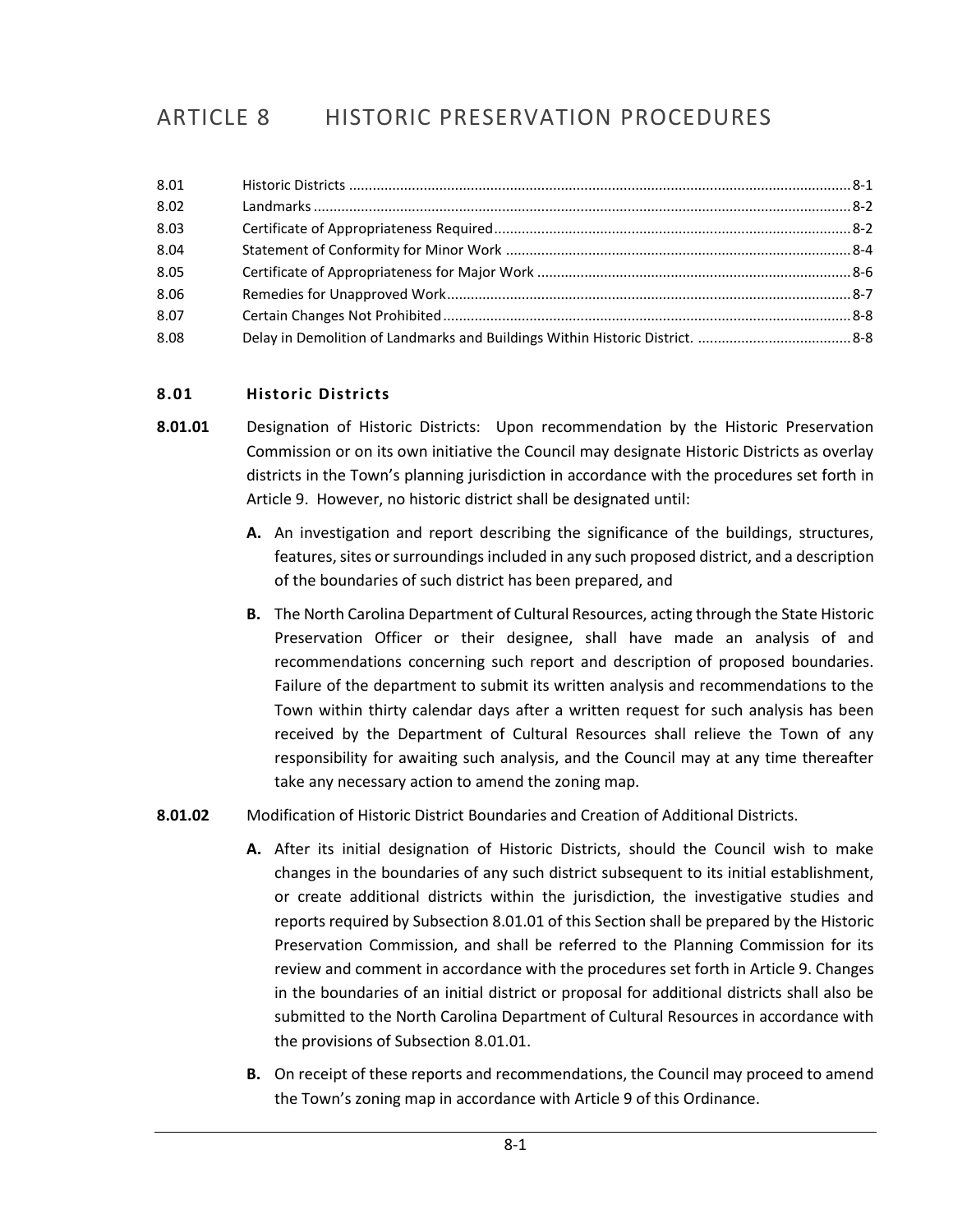# ARTICLE 8 HISTORIC PRESERVATION PROCEDURES

| | | |
|---|---|---|
| 8.01 | Historic Districts | 8-1 |
| 8.02 | Landmarks | 8-2 |
| 8.03 | Certificate of Appropriateness Required | 8-2 |
| 8.04 | Statement of Conformity for Minor Work | 8-4 |
| 8.05 | Certificate of Appropriateness for Major Work | 8-6 |
| 8.06 | Remedies for Unapproved Work | 8-7 |
| 8.07 | Certain Changes Not Prohibited | 8-8 |
| 8.08 | Delay in Demolition of Landmarks and Buildings Within Historic District. | 8-8 |

### 8.01 Historic Districts

**8.01.01** Designation of Historic Districts: Upon recommendation by the Historic Preservation Commission or on its own initiative the Council may designate Historic Districts as overlay districts in the Town's planning jurisdiction in accordance with the procedures set forth in Article 9. However, no historic district shall be designated until:

- **A.** An investigation and report describing the significance of the buildings, structures, features, sites or surroundings included in any such proposed district, and a description of the boundaries of such district has been prepared, and

- **B.** The North Carolina Department of Cultural Resources, acting through the State Historic Preservation Officer or their designee, shall have made an analysis of and recommendations concerning such report and description of proposed boundaries. Failure of the department to submit its written analysis and recommendations to the Town within thirty calendar days after a written request for such analysis has been received by the Department of Cultural Resources shall relieve the Town of any responsibility for awaiting such analysis, and the Council may at any time thereafter take any necessary action to amend the zoning map.

**8.01.02** Modification of Historic District Boundaries and Creation of Additional Districts.

- **A.** After its initial designation of Historic Districts, should the Council wish to make changes in the boundaries of any such district subsequent to its initial establishment, or create additional districts within the jurisdiction, the investigative studies and reports required by Subsection 8.01.01 of this Section shall be prepared by the Historic Preservation Commission, and shall be referred to the Planning Commission for its review and comment in accordance with the procedures set forth in Article 9. Changes in the boundaries of an initial district or proposal for additional districts shall also be submitted to the North Carolina Department of Cultural Resources in accordance with the provisions of Subsection 8.01.01.

- **B.** On receipt of these reports and recommendations, the Council may proceed to amend the Town's zoning map in accordance with Article 9 of this Ordinance.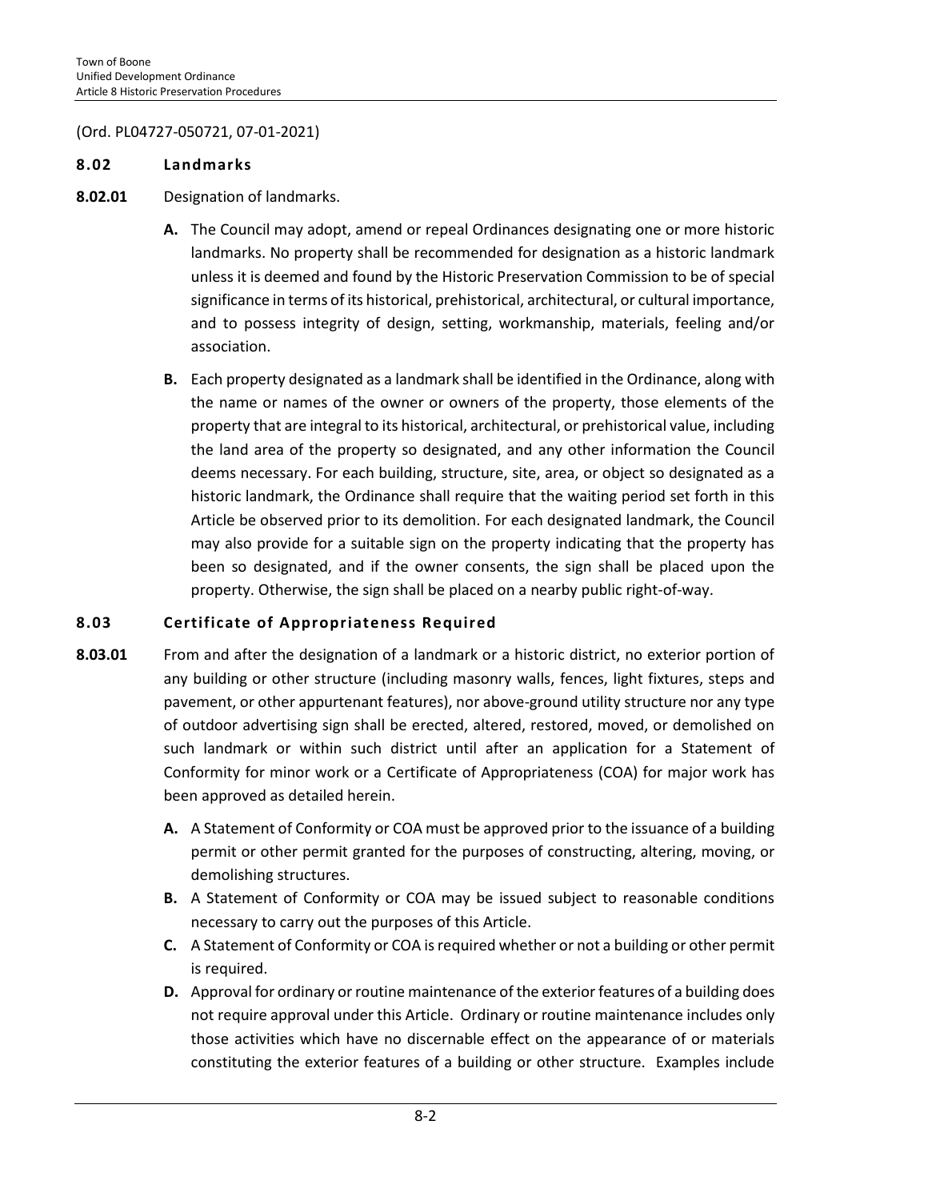(Ord. PL04727-050721, 07-01-2021)

## 8.02 Landmarks

**8.02.01** Designation of landmarks.

**A.** The Council may adopt, amend or repeal Ordinances designating one or more historic landmarks. No property shall be recommended for designation as a historic landmark unless it is deemed and found by the Historic Preservation Commission to be of special significance in terms of its historical, prehistorical, architectural, or cultural importance, and to possess integrity of design, setting, workmanship, materials, feeling and/or association.

**B.** Each property designated as a landmark shall be identified in the Ordinance, along with the name or names of the owner or owners of the property, those elements of the property that are integral to its historical, architectural, or prehistorical value, including the land area of the property so designated, and any other information the Council deems necessary. For each building, structure, site, area, or object so designated as a historic landmark, the Ordinance shall require that the waiting period set forth in this Article be observed prior to its demolition. For each designated landmark, the Council may also provide for a suitable sign on the property indicating that the property has been so designated, and if the owner consents, the sign shall be placed upon the property. Otherwise, the sign shall be placed on a nearby public right-of-way.

## 8.03 Certificate of Appropriateness Required

**8.03.01** From and after the designation of a landmark or a historic district, no exterior portion of any building or other structure (including masonry walls, fences, light fixtures, steps and pavement, or other appurtenant features), nor above-ground utility structure nor any type of outdoor advertising sign shall be erected, altered, restored, moved, or demolished on such landmark or within such district until after an application for a Statement of Conformity for minor work or a Certificate of Appropriateness (COA) for major work has been approved as detailed herein.

**A.** A Statement of Conformity or COA must be approved prior to the issuance of a building permit or other permit granted for the purposes of constructing, altering, moving, or demolishing structures.

**B.** A Statement of Conformity or COA may be issued subject to reasonable conditions necessary to carry out the purposes of this Article.

**C.** A Statement of Conformity or COA is required whether or not a building or other permit is required.

**D.** Approval for ordinary or routine maintenance of the exterior features of a building does not require approval under this Article. Ordinary or routine maintenance includes only those activities which have no discernable effect on the appearance of or materials constituting the exterior features of a building or other structure. Examples include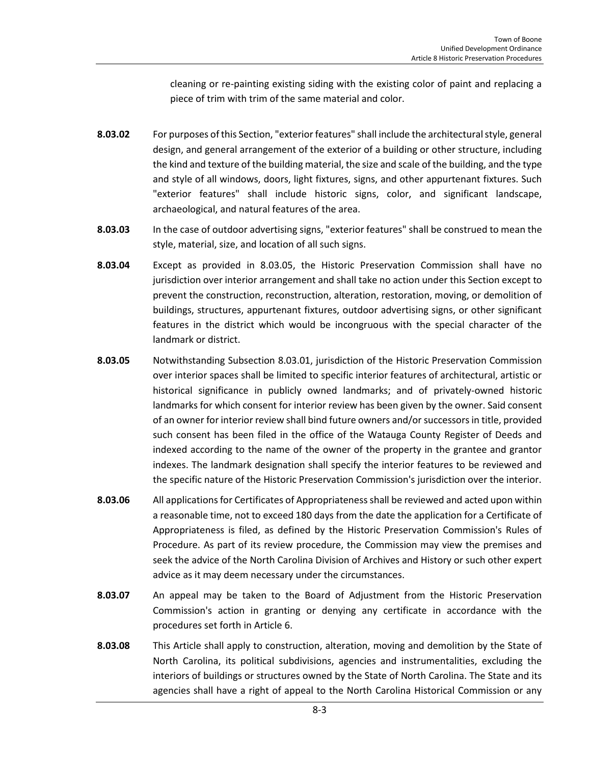cleaning or re-painting existing siding with the existing color of paint and replacing a piece of trim with trim of the same material and color.

**8.03.02** For purposes of this Section, "exterior features" shall include the architectural style, general design, and general arrangement of the exterior of a building or other structure, including the kind and texture of the building material, the size and scale of the building, and the type and style of all windows, doors, light fixtures, signs, and other appurtenant fixtures. Such "exterior features" shall include historic signs, color, and significant landscape, archaeological, and natural features of the area.

**8.03.03** In the case of outdoor advertising signs, "exterior features" shall be construed to mean the style, material, size, and location of all such signs.

**8.03.04** Except as provided in 8.03.05, the Historic Preservation Commission shall have no jurisdiction over interior arrangement and shall take no action under this Section except to prevent the construction, reconstruction, alteration, restoration, moving, or demolition of buildings, structures, appurtenant fixtures, outdoor advertising signs, or other significant features in the district which would be incongruous with the special character of the landmark or district.

**8.03.05** Notwithstanding Subsection 8.03.01, jurisdiction of the Historic Preservation Commission over interior spaces shall be limited to specific interior features of architectural, artistic or historical significance in publicly owned landmarks; and of privately-owned historic landmarks for which consent for interior review has been given by the owner. Said consent of an owner for interior review shall bind future owners and/or successors in title, provided such consent has been filed in the office of the Watauga County Register of Deeds and indexed according to the name of the owner of the property in the grantee and grantor indexes. The landmark designation shall specify the interior features to be reviewed and the specific nature of the Historic Preservation Commission's jurisdiction over the interior.

**8.03.06** All applications for Certificates of Appropriateness shall be reviewed and acted upon within a reasonable time, not to exceed 180 days from the date the application for a Certificate of Appropriateness is filed, as defined by the Historic Preservation Commission's Rules of Procedure. As part of its review procedure, the Commission may view the premises and seek the advice of the North Carolina Division of Archives and History or such other expert advice as it may deem necessary under the circumstances.

**8.03.07** An appeal may be taken to the Board of Adjustment from the Historic Preservation Commission's action in granting or denying any certificate in accordance with the procedures set forth in Article 6.

**8.03.08** This Article shall apply to construction, alteration, moving and demolition by the State of North Carolina, its political subdivisions, agencies and instrumentalities, excluding the interiors of buildings or structures owned by the State of North Carolina. The State and its agencies shall have a right of appeal to the North Carolina Historical Commission or any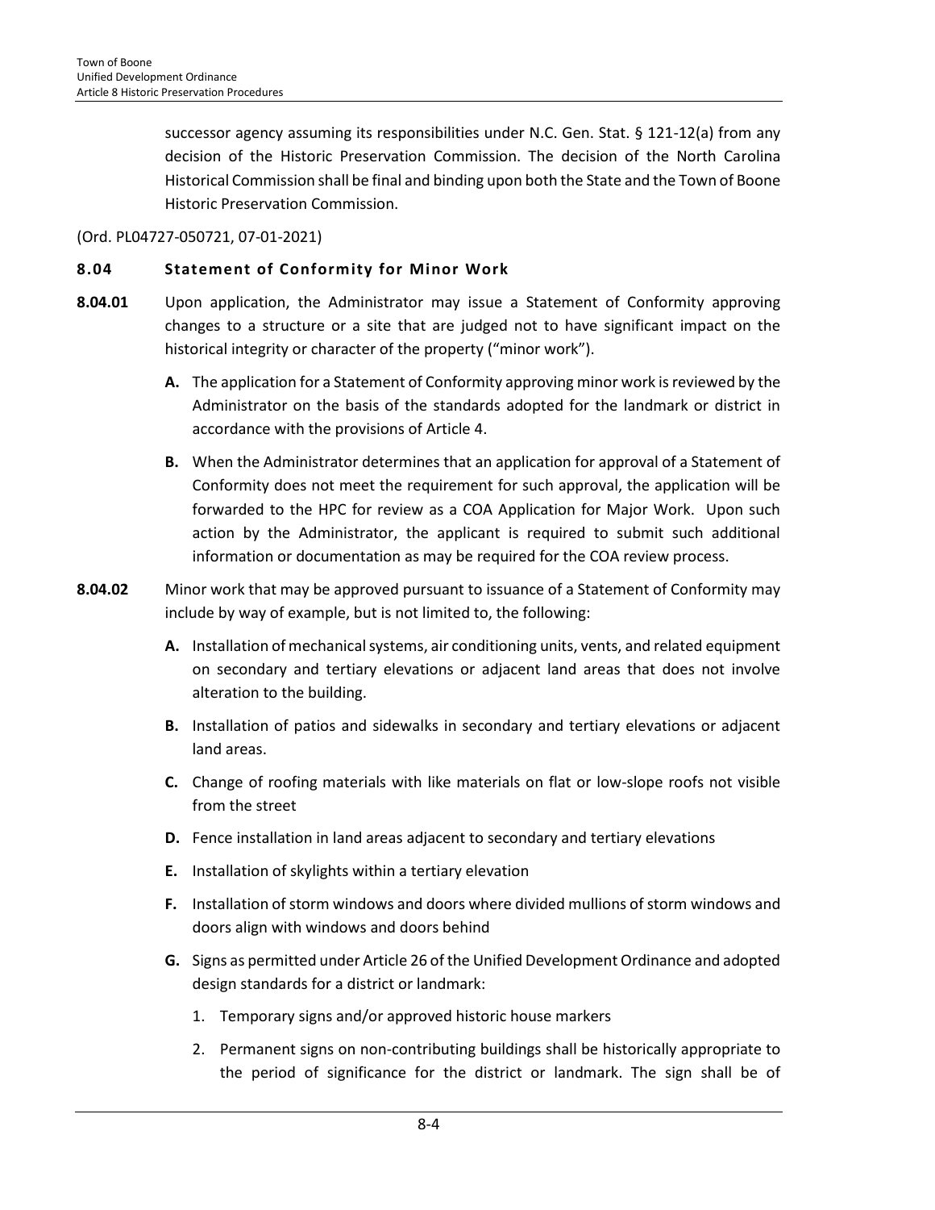successor agency assuming its responsibilities under N.C. Gen. Stat. § 121-12(a) from any decision of the Historic Preservation Commission. The decision of the North Carolina Historical Commission shall be final and binding upon both the State and the Town of Boone Historic Preservation Commission.

(Ord. PL04727-050721, 07-01-2021)

## 8.04 Statement of Conformity for Minor Work

**8.04.01** Upon application, the Administrator may issue a Statement of Conformity approving changes to a structure or a site that are judged not to have significant impact on the historical integrity or character of the property ("minor work").

**A.** The application for a Statement of Conformity approving minor work is reviewed by the Administrator on the basis of the standards adopted for the landmark or district in accordance with the provisions of Article 4.

**B.** When the Administrator determines that an application for approval of a Statement of Conformity does not meet the requirement for such approval, the application will be forwarded to the HPC for review as a COA Application for Major Work. Upon such action by the Administrator, the applicant is required to submit such additional information or documentation as may be required for the COA review process.

**8.04.02** Minor work that may be approved pursuant to issuance of a Statement of Conformity may include by way of example, but is not limited to, the following:

**A.** Installation of mechanical systems, air conditioning units, vents, and related equipment on secondary and tertiary elevations or adjacent land areas that does not involve alteration to the building.

**B.** Installation of patios and sidewalks in secondary and tertiary elevations or adjacent land areas.

**C.** Change of roofing materials with like materials on flat or low-slope roofs not visible from the street

**D.** Fence installation in land areas adjacent to secondary and tertiary elevations

**E.** Installation of skylights within a tertiary elevation

**F.** Installation of storm windows and doors where divided mullions of storm windows and doors align with windows and doors behind

**G.** Signs as permitted under Article 26 of the Unified Development Ordinance and adopted design standards for a district or landmark:

1. Temporary signs and/or approved historic house markers
2. Permanent signs on non-contributing buildings shall be historically appropriate to the period of significance for the district or landmark. The sign shall be of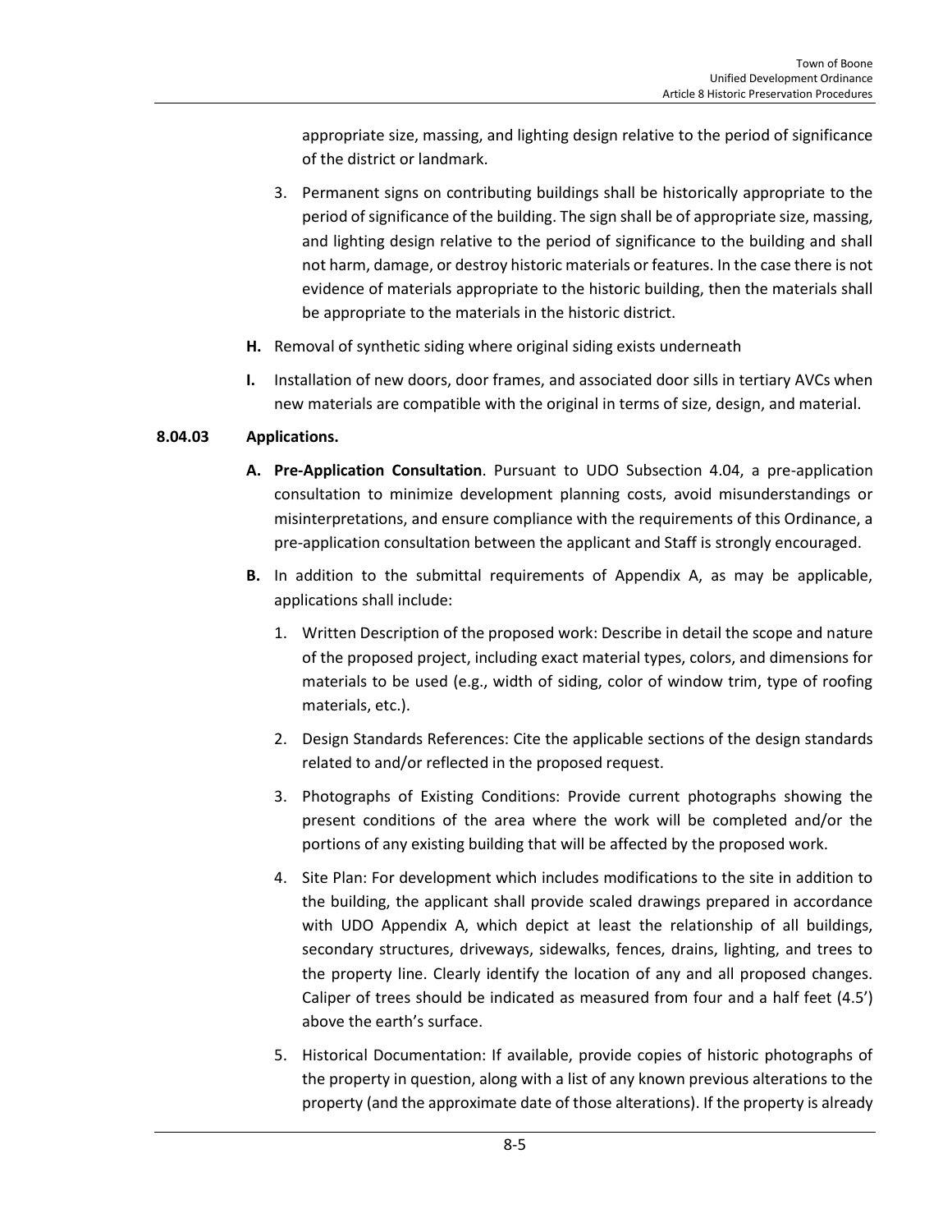appropriate size, massing, and lighting design relative to the period of significance of the district or landmark.

3. Permanent signs on contributing buildings shall be historically appropriate to the period of significance of the building. The sign shall be of appropriate size, massing, and lighting design relative to the period of significance to the building and shall not harm, damage, or destroy historic materials or features. In the case there is not evidence of materials appropriate to the historic building, then the materials shall be appropriate to the materials in the historic district.

**H.** Removal of synthetic siding where original siding exists underneath

**I.** Installation of new doors, door frames, and associated door sills in tertiary AVCs when new materials are compatible with the original in terms of size, design, and material.

**8.04.03 Applications.**

**A. Pre-Application Consultation**. Pursuant to UDO Subsection 4.04, a pre-application consultation to minimize development planning costs, avoid misunderstandings or misinterpretations, and ensure compliance with the requirements of this Ordinance, a pre-application consultation between the applicant and Staff is strongly encouraged.

**B.** In addition to the submittal requirements of Appendix A, as may be applicable, applications shall include:

1. Written Description of the proposed work: Describe in detail the scope and nature of the proposed project, including exact material types, colors, and dimensions for materials to be used (e.g., width of siding, color of window trim, type of roofing materials, etc.).

2. Design Standards References: Cite the applicable sections of the design standards related to and/or reflected in the proposed request.

3. Photographs of Existing Conditions: Provide current photographs showing the present conditions of the area where the work will be completed and/or the portions of any existing building that will be affected by the proposed work.

4. Site Plan: For development which includes modifications to the site in addition to the building, the applicant shall provide scaled drawings prepared in accordance with UDO Appendix A, which depict at least the relationship of all buildings, secondary structures, driveways, sidewalks, fences, drains, lighting, and trees to the property line. Clearly identify the location of any and all proposed changes. Caliper of trees should be indicated as measured from four and a half feet (4.5') above the earth's surface.

5. Historical Documentation: If available, provide copies of historic photographs of the property in question, along with a list of any known previous alterations to the property (and the approximate date of those alterations). If the property is already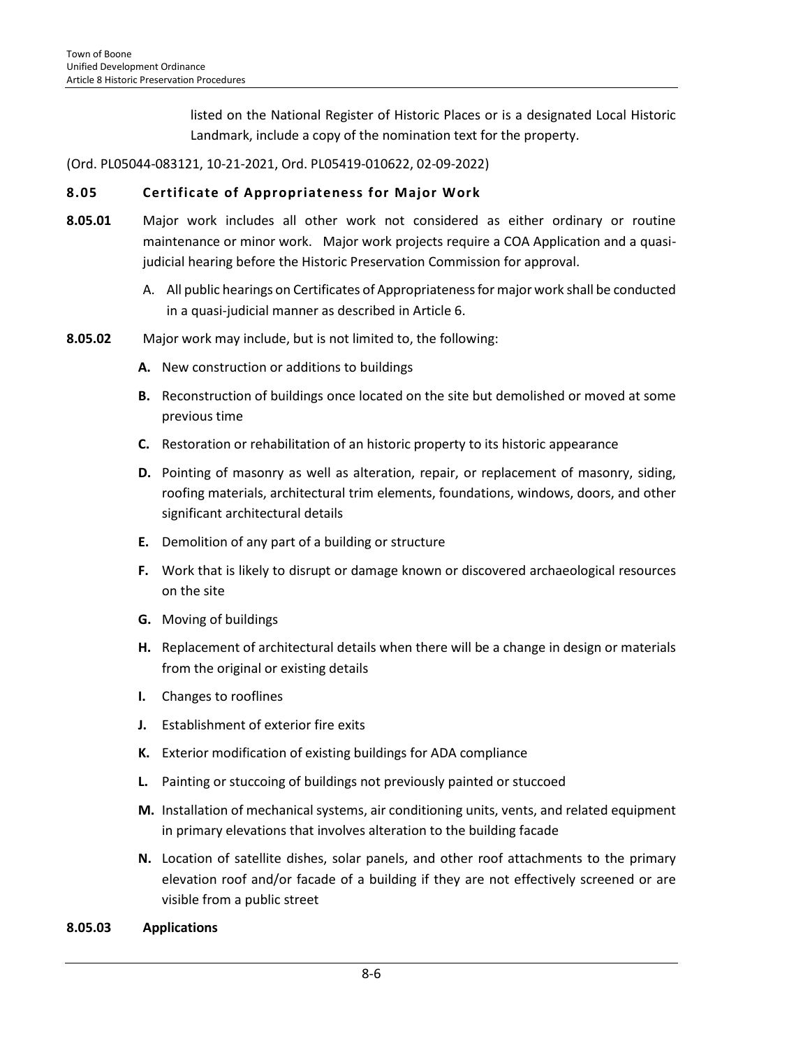listed on the National Register of Historic Places or is a designated Local Historic Landmark, include a copy of the nomination text for the property.

(Ord. PL05044-083121, 10-21-2021, Ord. PL05419-010622, 02-09-2022)

## 8.05 Certificate of Appropriateness for Major Work

**8.05.01** Major work includes all other work not considered as either ordinary or routine maintenance or minor work. Major work projects require a COA Application and a quasi-judicial hearing before the Historic Preservation Commission for approval.

A. All public hearings on Certificates of Appropriateness for major work shall be conducted in a quasi-judicial manner as described in Article 6.

**8.05.02** Major work may include, but is not limited to, the following:

**A.** New construction or additions to buildings

**B.** Reconstruction of buildings once located on the site but demolished or moved at some previous time

**C.** Restoration or rehabilitation of an historic property to its historic appearance

**D.** Pointing of masonry as well as alteration, repair, or replacement of masonry, siding, roofing materials, architectural trim elements, foundations, windows, doors, and other significant architectural details

**E.** Demolition of any part of a building or structure

**F.** Work that is likely to disrupt or damage known or discovered archaeological resources on the site

**G.** Moving of buildings

**H.** Replacement of architectural details when there will be a change in design or materials from the original or existing details

**I.** Changes to rooflines

**J.** Establishment of exterior fire exits

**K.** Exterior modification of existing buildings for ADA compliance

**L.** Painting or stuccoing of buildings not previously painted or stuccoed

**M.** Installation of mechanical systems, air conditioning units, vents, and related equipment in primary elevations that involves alteration to the building facade

**N.** Location of satellite dishes, solar panels, and other roof attachments to the primary elevation roof and/or facade of a building if they are not effectively screened or are visible from a public street

**8.05.03 Applications**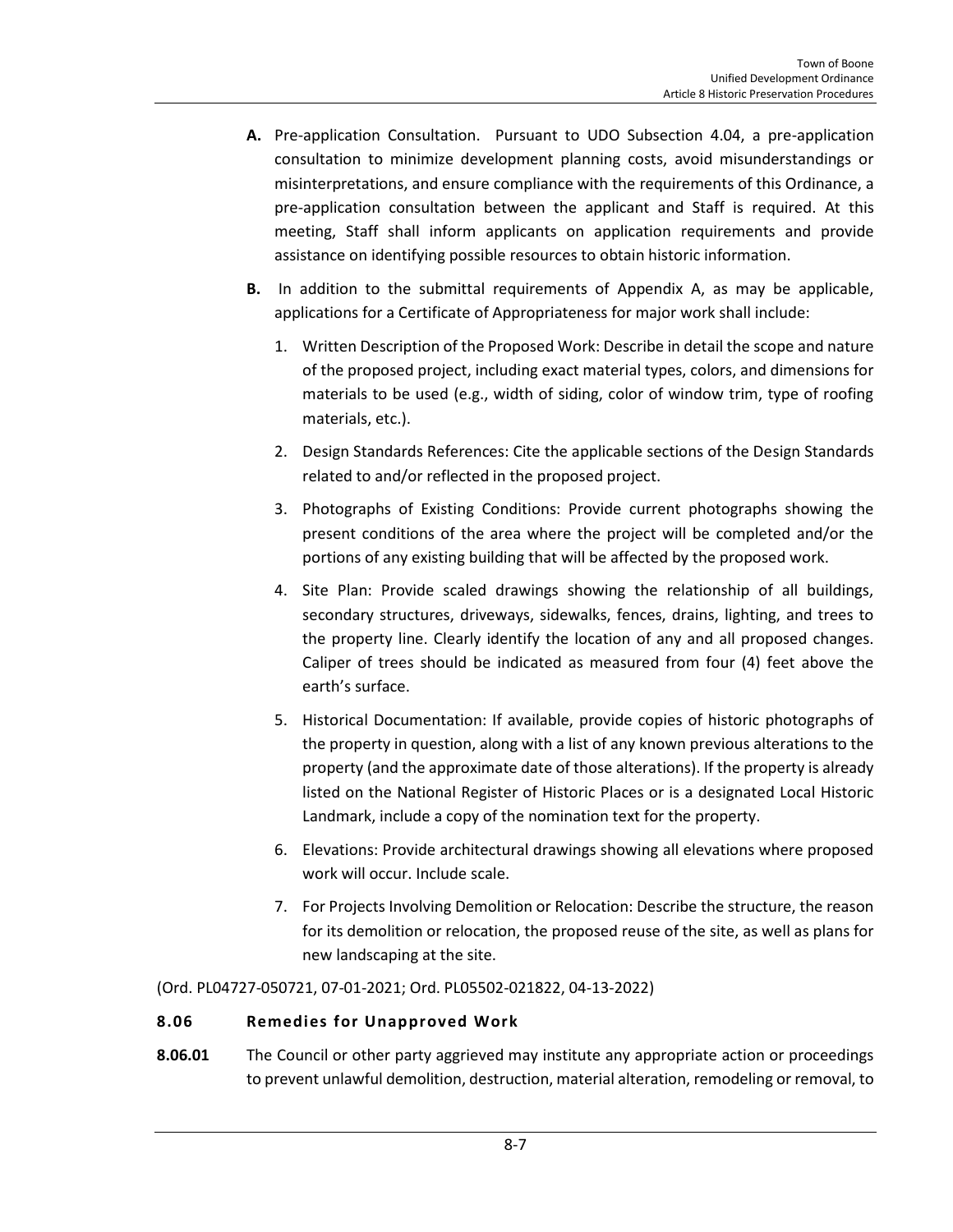**A.** Pre-application Consultation. Pursuant to UDO Subsection 4.04, a pre-application consultation to minimize development planning costs, avoid misunderstandings or misinterpretations, and ensure compliance with the requirements of this Ordinance, a pre-application consultation between the applicant and Staff is required. At this meeting, Staff shall inform applicants on application requirements and provide assistance on identifying possible resources to obtain historic information.

**B.** In addition to the submittal requirements of Appendix A, as may be applicable, applications for a Certificate of Appropriateness for major work shall include:

1. Written Description of the Proposed Work: Describe in detail the scope and nature of the proposed project, including exact material types, colors, and dimensions for materials to be used (e.g., width of siding, color of window trim, type of roofing materials, etc.).
2. Design Standards References: Cite the applicable sections of the Design Standards related to and/or reflected in the proposed project.
3. Photographs of Existing Conditions: Provide current photographs showing the present conditions of the area where the project will be completed and/or the portions of any existing building that will be affected by the proposed work.
4. Site Plan: Provide scaled drawings showing the relationship of all buildings, secondary structures, driveways, sidewalks, fences, drains, lighting, and trees to the property line. Clearly identify the location of any and all proposed changes. Caliper of trees should be indicated as measured from four (4) feet above the earth's surface.
5. Historical Documentation: If available, provide copies of historic photographs of the property in question, along with a list of any known previous alterations to the property (and the approximate date of those alterations). If the property is already listed on the National Register of Historic Places or is a designated Local Historic Landmark, include a copy of the nomination text for the property.
6. Elevations: Provide architectural drawings showing all elevations where proposed work will occur. Include scale.
7. For Projects Involving Demolition or Relocation: Describe the structure, the reason for its demolition or relocation, the proposed reuse of the site, as well as plans for new landscaping at the site.

(Ord. PL04727-050721, 07-01-2021; Ord. PL05502-021822, 04-13-2022)

### 8.06 Remedies for Unapproved Work

**8.06.01** The Council or other party aggrieved may institute any appropriate action or proceedings to prevent unlawful demolition, destruction, material alteration, remodeling or removal, to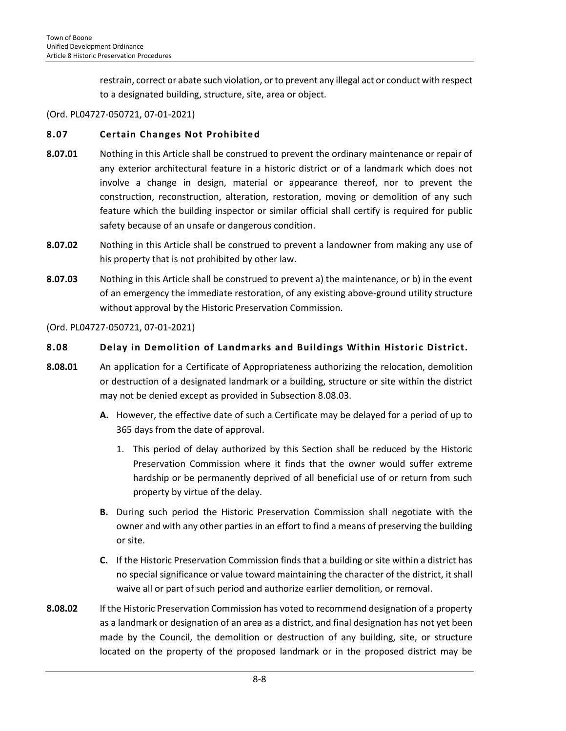restrain, correct or abate such violation, or to prevent any illegal act or conduct with respect to a designated building, structure, site, area or object.

(Ord. PL04727-050721, 07-01-2021)

### 8.07 Certain Changes Not Prohibited

**8.07.01** Nothing in this Article shall be construed to prevent the ordinary maintenance or repair of any exterior architectural feature in a historic district or of a landmark which does not involve a change in design, material or appearance thereof, nor to prevent the construction, reconstruction, alteration, restoration, moving or demolition of any such feature which the building inspector or similar official shall certify is required for public safety because of an unsafe or dangerous condition.

**8.07.02** Nothing in this Article shall be construed to prevent a landowner from making any use of his property that is not prohibited by other law.

**8.07.03** Nothing in this Article shall be construed to prevent a) the maintenance, or b) in the event of an emergency the immediate restoration, of any existing above-ground utility structure without approval by the Historic Preservation Commission.

(Ord. PL04727-050721, 07-01-2021)

### 8.08 Delay in Demolition of Landmarks and Buildings Within Historic District.

**8.08.01** An application for a Certificate of Appropriateness authorizing the relocation, demolition or destruction of a designated landmark or a building, structure or site within the district may not be denied except as provided in Subsection 8.08.03.

- **A.** However, the effective date of such a Certificate may be delayed for a period of up to 365 days from the date of approval.
  1. This period of delay authorized by this Section shall be reduced by the Historic Preservation Commission where it finds that the owner would suffer extreme hardship or be permanently deprived of all beneficial use of or return from such property by virtue of the delay.
- **B.** During such period the Historic Preservation Commission shall negotiate with the owner and with any other parties in an effort to find a means of preserving the building or site.
- **C.** If the Historic Preservation Commission finds that a building or site within a district has no special significance or value toward maintaining the character of the district, it shall waive all or part of such period and authorize earlier demolition, or removal.

**8.08.02** If the Historic Preservation Commission has voted to recommend designation of a property as a landmark or designation of an area as a district, and final designation has not yet been made by the Council, the demolition or destruction of any building, site, or structure located on the property of the proposed landmark or in the proposed district may be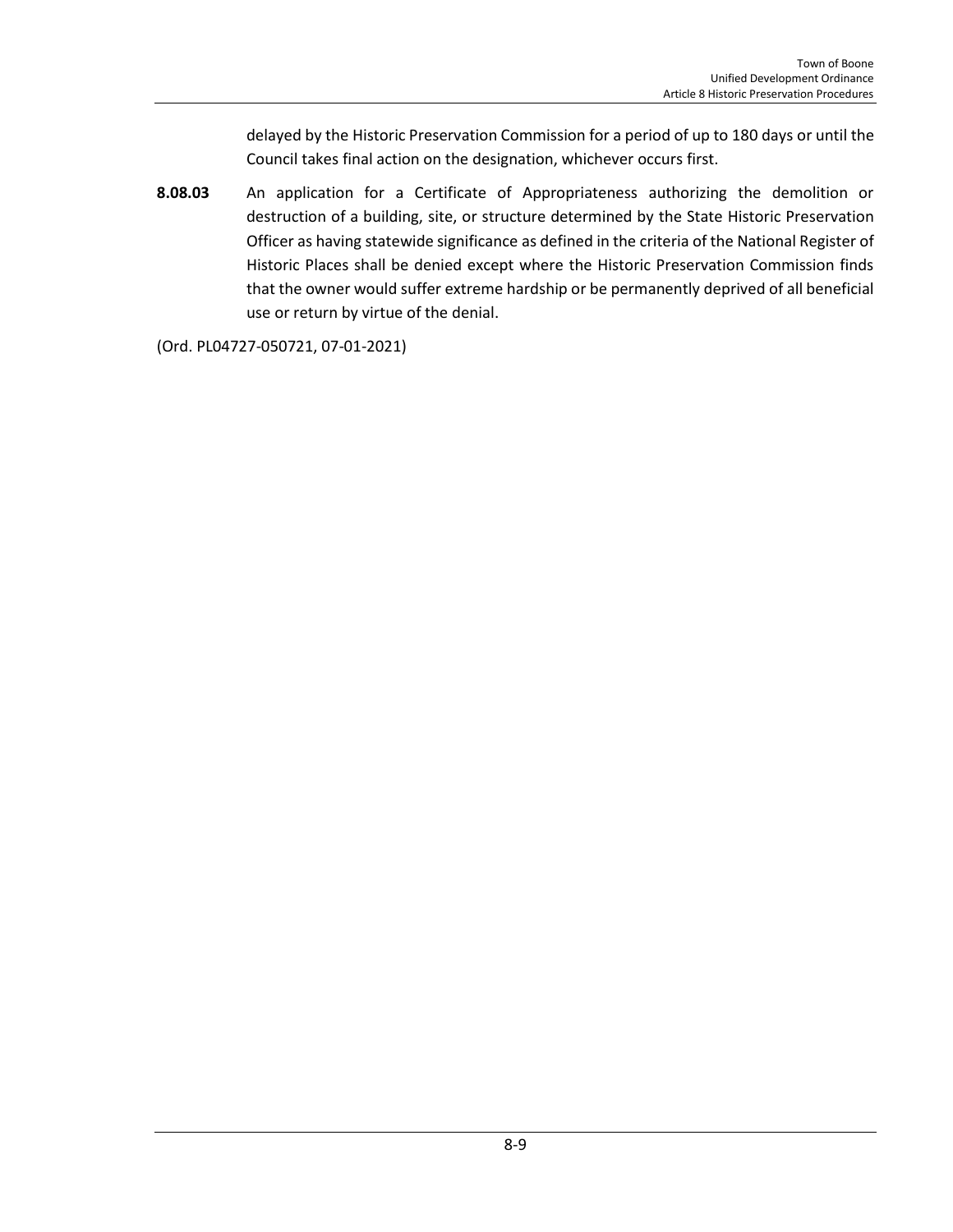delayed by the Historic Preservation Commission for a period of up to 180 days or until the Council takes final action on the designation, whichever occurs first.

**8.08.03** An application for a Certificate of Appropriateness authorizing the demolition or destruction of a building, site, or structure determined by the State Historic Preservation Officer as having statewide significance as defined in the criteria of the National Register of Historic Places shall be denied except where the Historic Preservation Commission finds that the owner would suffer extreme hardship or be permanently deprived of all beneficial use or return by virtue of the denial.

(Ord. PL04727-050721, 07-01-2021)